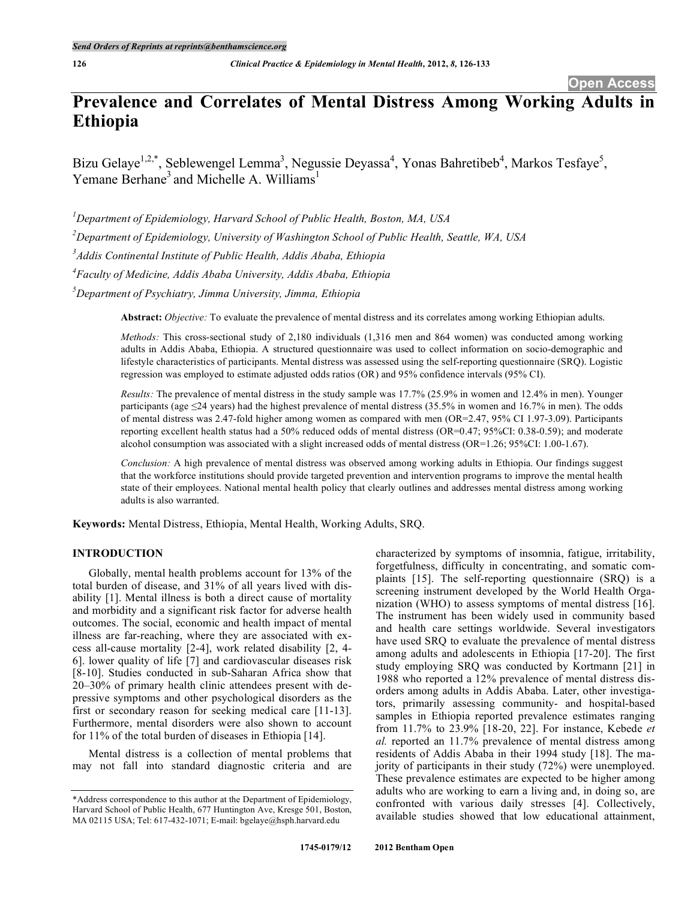# Prevalence and Correlates of Mental Distress Among Working Adults in Ethiopia

Bizu Gelaye[1,2,*], Seblewengel Lemma[3], Negussie Deyassa[4], Yonas Bahretibeb[4], Markos Tesfaye[5], Yemane Berhane[3] and Michelle A. Williams[1]

[1]*Department of Epidemiology, Harvard School of Public Health, Boston, MA, USA*

[2]*Department of Epidemiology, University of Washington School of Public Health, Seattle, WA, USA*

[3]*Addis Continental Institute of Public Health, Addis Ababa, Ethiopia*

[4]*Faculty of Medicine, Addis Ababa University, Addis Ababa, Ethiopia*

[5]*Department of Psychiatry, Jimma University, Jimma, Ethiopia*

**Abstract:** *Objective:* To evaluate the prevalence of mental distress and its correlates among working Ethiopian adults.

*Methods:* This cross-sectional study of 2,180 individuals (1,316 men and 864 women) was conducted among working adults in Addis Ababa, Ethiopia. A structured questionnaire was used to collect information on socio-demographic and lifestyle characteristics of participants. Mental distress was assessed using the self-reporting questionnaire (SRQ). Logistic regression was employed to estimate adjusted odds ratios (OR) and 95% confidence intervals (95% CI).

*Results:* The prevalence of mental distress in the study sample was 17.7% (25.9% in women and 12.4% in men). Younger participants (age ≤24 years) had the highest prevalence of mental distress (35.5% in women and 16.7% in men). The odds of mental distress was 2.47-fold higher among women as compared with men (OR=2.47, 95% CI 1.97-3.09). Participants reporting excellent health status had a 50% reduced odds of mental distress (OR=0.47; 95%CI: 0.38-0.59); and moderate alcohol consumption was associated with a slight increased odds of mental distress (OR=1.26; 95%CI: 1.00-1.67).

*Conclusion:* A high prevalence of mental distress was observed among working adults in Ethiopia. Our findings suggest that the workforce institutions should provide targeted prevention and intervention programs to improve the mental health state of their employees. National mental health policy that clearly outlines and addresses mental distress among working adults is also warranted.

**Keywords:** Mental Distress, Ethiopia, Mental Health, Working Adults, SRQ.

## INTRODUCTION

Globally, mental health problems account for 13% of the total burden of disease, and 31% of all years lived with disability [1]. Mental illness is both a direct cause of mortality and morbidity and a significant risk factor for adverse health outcomes. The social, economic and health impact of mental illness are far-reaching, where they are associated with excess all-cause mortality [2-4], work related disability [2, 4-6]. lower quality of life [7] and cardiovascular diseases risk [8-10]. Studies conducted in sub-Saharan Africa show that 20–30% of primary health clinic attendees present with depressive symptoms and other psychological disorders as the first or secondary reason for seeking medical care [11-13]. Furthermore, mental disorders were also shown to account for 11% of the total burden of diseases in Ethiopia [14].

Mental distress is a collection of mental problems that may not fall into standard diagnostic criteria and are characterized by symptoms of insomnia, fatigue, irritability, forgetfulness, difficulty in concentrating, and somatic complaints [15]. The self-reporting questionnaire (SRQ) is a screening instrument developed by the World Health Organization (WHO) to assess symptoms of mental distress [16]. The instrument has been widely used in community based and health care settings worldwide. Several investigators have used SRQ to evaluate the prevalence of mental distress among adults and adolescents in Ethiopia [17-20]. The first study employing SRQ was conducted by Kortmann [21] in 1988 who reported a 12% prevalence of mental distress disorders among adults in Addis Ababa. Later, other investigators, primarily assessing community- and hospital-based samples in Ethiopia reported prevalence estimates ranging from 11.7% to 23.9% [18-20, 22]. For instance, Kebede *et al.* reported an 11.7% prevalence of mental distress among residents of Addis Ababa in their 1994 study [18]. The majority of participants in their study (72%) were unemployed. These prevalence estimates are expected to be higher among adults who are working to earn a living and, in doing so, are confronted with various daily stresses [4]. Collectively, available studies showed that low educational attainment,

*Address correspondence to this author at the Department of Epidemiology, Harvard School of Public Health, 677 Huntington Ave, Kresge 501, Boston, MA 02115 USA; Tel: 617-432-1071; E-mail: bgelaye@hsph.harvard.edu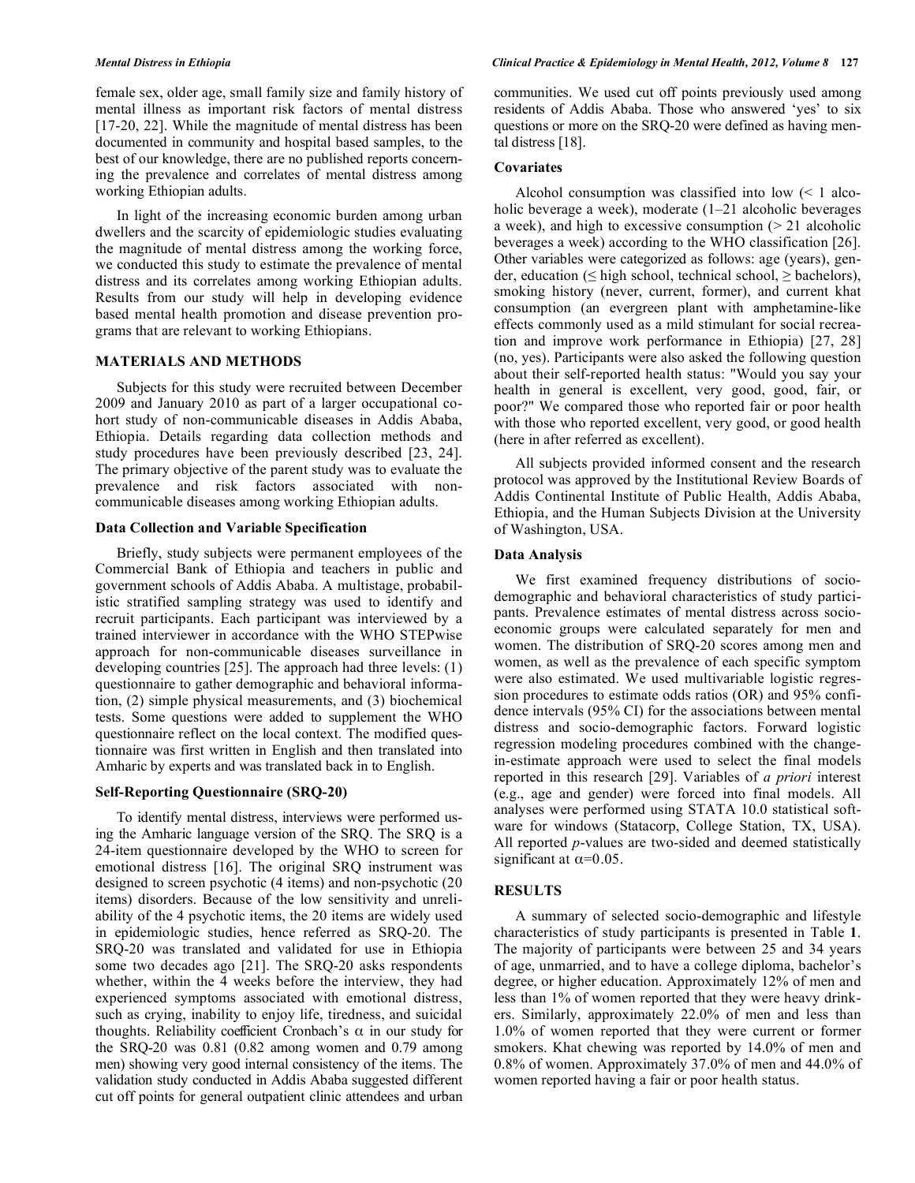female sex, older age, small family size and family history of mental illness as important risk factors of mental distress [17-20, 22]. While the magnitude of mental distress has been documented in community and hospital based samples, to the best of our knowledge, there are no published reports concerning the prevalence and correlates of mental distress among working Ethiopian adults.

In light of the increasing economic burden among urban dwellers and the scarcity of epidemiologic studies evaluating the magnitude of mental distress among the working force, we conducted this study to estimate the prevalence of mental distress and its correlates among working Ethiopian adults. Results from our study will help in developing evidence based mental health promotion and disease prevention programs that are relevant to working Ethiopians.

## MATERIALS AND METHODS

Subjects for this study were recruited between December 2009 and January 2010 as part of a larger occupational cohort study of non-communicable diseases in Addis Ababa, Ethiopia. Details regarding data collection methods and study procedures have been previously described [23, 24]. The primary objective of the parent study was to evaluate the prevalence and risk factors associated with non-communicable diseases among working Ethiopian adults.

### Data Collection and Variable Specification

Briefly, study subjects were permanent employees of the Commercial Bank of Ethiopia and teachers in public and government schools of Addis Ababa. A multistage, probabilistic stratified sampling strategy was used to identify and recruit participants. Each participant was interviewed by a trained interviewer in accordance with the WHO STEPwise approach for non-communicable diseases surveillance in developing countries [25]. The approach had three levels: (1) questionnaire to gather demographic and behavioral information, (2) simple physical measurements, and (3) biochemical tests. Some questions were added to supplement the WHO questionnaire reflect on the local context. The modified questionnaire was first written in English and then translated into Amharic by experts and was translated back in to English.

### Self-Reporting Questionnaire (SRQ-20)

To identify mental distress, interviews were performed using the Amharic language version of the SRQ. The SRQ is a 24-item questionnaire developed by the WHO to screen for emotional distress [16]. The original SRQ instrument was designed to screen psychotic (4 items) and non-psychotic (20 items) disorders. Because of the low sensitivity and unreliability of the 4 psychotic items, the 20 items are widely used in epidemiologic studies, hence referred as SRQ-20. The SRQ-20 was translated and validated for use in Ethiopia some two decades ago [21]. The SRQ-20 asks respondents whether, within the 4 weeks before the interview, they had experienced symptoms associated with emotional distress, such as crying, inability to enjoy life, tiredness, and suicidal thoughts. Reliability coefficient Cronbach's $\alpha$ in our study for the SRQ-20 was 0.81 (0.82 among women and 0.79 among men) showing very good internal consistency of the items. The validation study conducted in Addis Ababa suggested different cut off points for general outpatient clinic attendees and urban communities. We used cut off points previously used among residents of Addis Ababa. Those who answered 'yes' to six questions or more on the SRQ-20 were defined as having mental distress [18].

### Covariates

Alcohol consumption was classified into low (< 1 alcoholic beverage a week), moderate (1–21 alcoholic beverages a week), and high to excessive consumption (> 21 alcoholic beverages a week) according to the WHO classification [26]. Other variables were categorized as follows: age (years), gender, education (≤ high school, technical school, ≥ bachelors), smoking history (never, current, former), and current khat consumption (an evergreen plant with amphetamine-like effects commonly used as a mild stimulant for social recreation and improve work performance in Ethiopia) [27, 28] (no, yes). Participants were also asked the following question about their self-reported health status: "Would you say your health in general is excellent, very good, good, fair, or poor?" We compared those who reported fair or poor health with those who reported excellent, very good, or good health (here in after referred as excellent).

All subjects provided informed consent and the research protocol was approved by the Institutional Review Boards of Addis Continental Institute of Public Health, Addis Ababa, Ethiopia, and the Human Subjects Division at the University of Washington, USA.

### Data Analysis

We first examined frequency distributions of socio-demographic and behavioral characteristics of study participants. Prevalence estimates of mental distress across socio-economic groups were calculated separately for men and women. The distribution of SRQ-20 scores among men and women, as well as the prevalence of each specific symptom were also estimated. We used multivariable logistic regression procedures to estimate odds ratios (OR) and 95% confidence intervals (95% CI) for the associations between mental distress and socio-demographic factors. Forward logistic regression modeling procedures combined with the change-in-estimate approach were used to select the final models reported in this research [29]. Variables of *a priori* interest (e.g., age and gender) were forced into final models. All analyses were performed using STATA 10.0 statistical software for windows (Statacorp, College Station, TX, USA). All reported *p*-values are two-sided and deemed statistically significant at $\alpha$=0.05.

## RESULTS

A summary of selected socio-demographic and lifestyle characteristics of study participants is presented in Table **1**. The majority of participants were between 25 and 34 years of age, unmarried, and to have a college diploma, bachelor's degree, or higher education. Approximately 12% of men and less than 1% of women reported that they were heavy drinkers. Similarly, approximately 22.0% of men and less than 1.0% of women reported that they were current or former smokers. Khat chewing was reported by 14.0% of men and 0.8% of women. Approximately 37.0% of men and 44.0% of women reported having a fair or poor health status.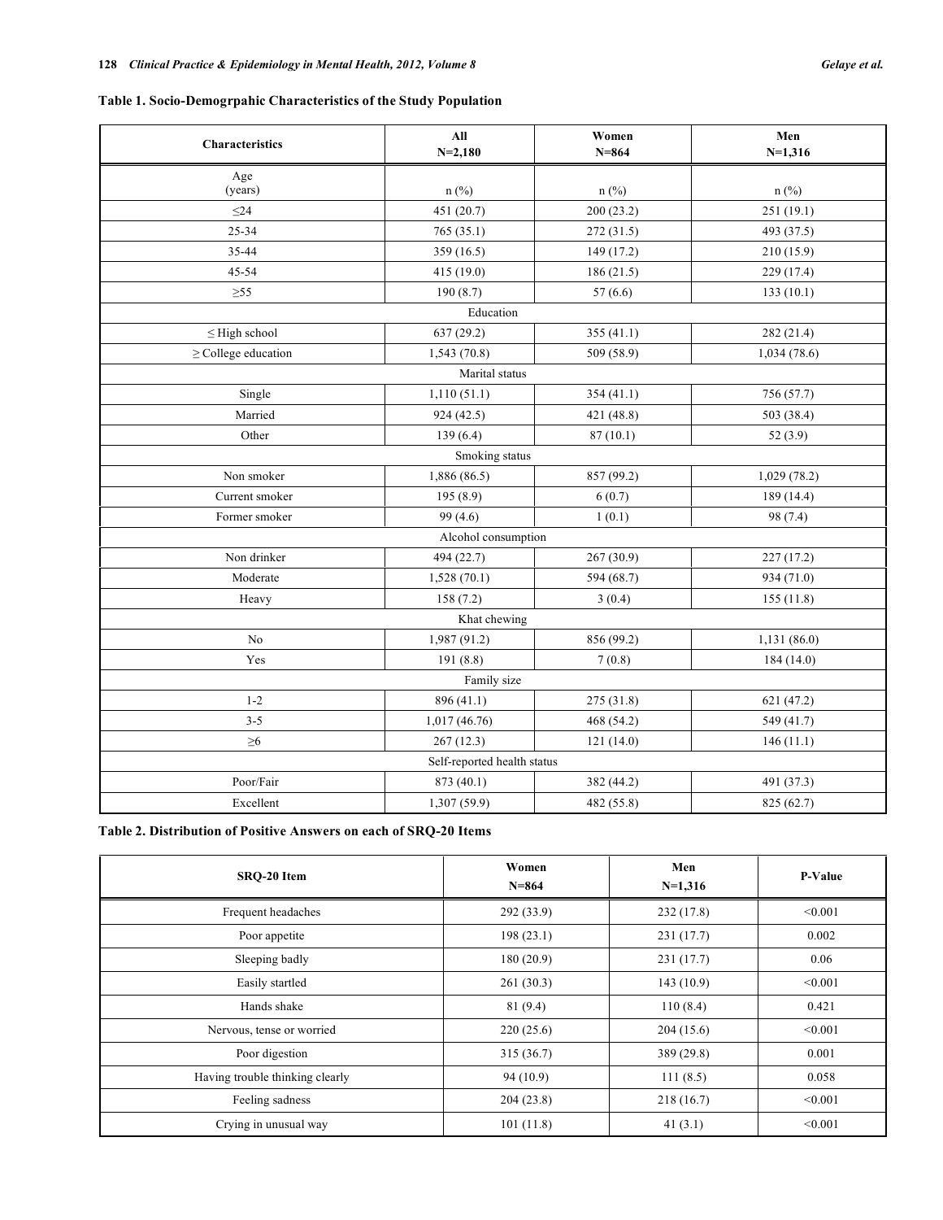**Table 1. Socio-Demogrpahic Characteristics of the Study Population**

| Characteristics | All N=2,180 | Women N=864 | Men N=1,316 |
|---|---|---|---|
| Age (years) | n (%) | n (%) | n (%) |
| ≤24 | 451 (20.7) | 200 (23.2) | 251 (19.1) |
| 25-34 | 765 (35.1) | 272 (31.5) | 493 (37.5) |
| 35-44 | 359 (16.5) | 149 (17.2) | 210 (15.9) |
| 45-54 | 415 (19.0) | 186 (21.5) | 229 (17.4) |
| ≥55 | 190 (8.7) | 57 (6.6) | 133 (10.1) |
| Education | | | |
| ≤ High school | 637 (29.2) | 355 (41.1) | 282 (21.4) |
| ≥ College education | 1,543 (70.8) | 509 (58.9) | 1,034 (78.6) |
| Marital status | | | |
| Single | 1,110 (51.1) | 354 (41.1) | 756 (57.7) |
| Married | 924 (42.5) | 421 (48.8) | 503 (38.4) |
| Other | 139 (6.4) | 87 (10.1) | 52 (3.9) |
| Smoking status | | | |
| Non smoker | 1,886 (86.5) | 857 (99.2) | 1,029 (78.2) |
| Current smoker | 195 (8.9) | 6 (0.7) | 189 (14.4) |
| Former smoker | 99 (4.6) | 1 (0.1) | 98 (7.4) |
| Alcohol consumption | | | |
| Non drinker | 494 (22.7) | 267 (30.9) | 227 (17.2) |
| Moderate | 1,528 (70.1) | 594 (68.7) | 934 (71.0) |
| Heavy | 158 (7.2) | 3 (0.4) | 155 (11.8) |
| Khat chewing | | | |
| No | 1,987 (91.2) | 856 (99.2) | 1,131 (86.0) |
| Yes | 191 (8.8) | 7 (0.8) | 184 (14.0) |
| Family size | | | |
| 1-2 | 896 (41.1) | 275 (31.8) | 621 (47.2) |
| 3-5 | 1,017 (46.76) | 468 (54.2) | 549 (41.7) |
| ≥6 | 267 (12.3) | 121 (14.0) | 146 (11.1) |
| Self-reported health status | | | |
| Poor/Fair | 873 (40.1) | 382 (44.2) | 491 (37.3) |
| Excellent | 1,307 (59.9) | 482 (55.8) | 825 (62.7) |

**Table 2. Distribution of Positive Answers on each of SRQ-20 Items**

| SRQ-20 Item | Women N=864 | Men N=1,316 | P-Value |
|---|---|---|---|
| Frequent headaches | 292 (33.9) | 232 (17.8) | <0.001 |
| Poor appetite | 198 (23.1) | 231 (17.7) | 0.002 |
| Sleeping badly | 180 (20.9) | 231 (17.7) | 0.06 |
| Easily startled | 261 (30.3) | 143 (10.9) | <0.001 |
| Hands shake | 81 (9.4) | 110 (8.4) | 0.421 |
| Nervous, tense or worried | 220 (25.6) | 204 (15.6) | <0.001 |
| Poor digestion | 315 (36.7) | 389 (29.8) | 0.001 |
| Having trouble thinking clearly | 94 (10.9) | 111 (8.5) | 0.058 |
| Feeling sadness | 204 (23.8) | 218 (16.7) | <0.001 |
| Crying in unusual way | 101 (11.8) | 41 (3.1) | <0.001 |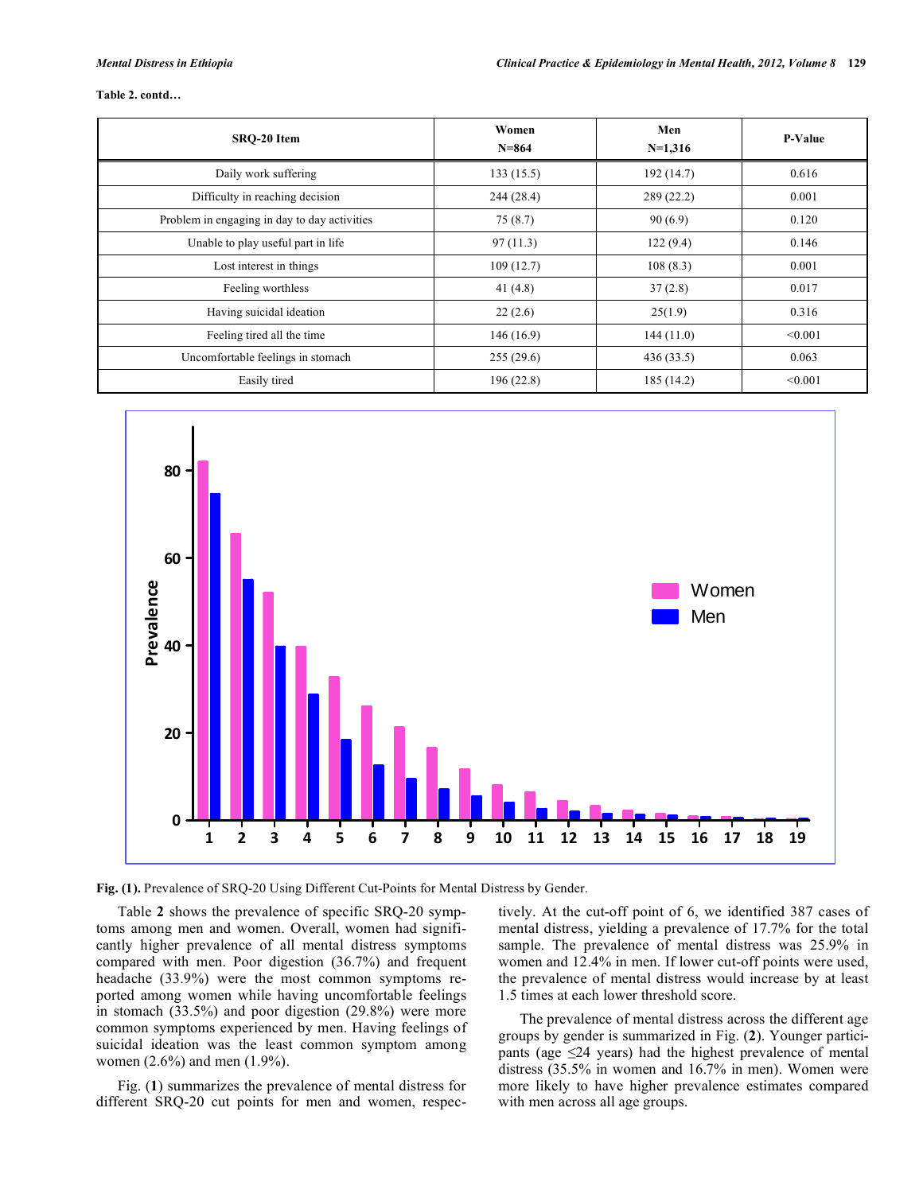**Table 2. contd…**

| SRQ-20 Item | Women N=864 | Men N=1,316 | P-Value |
|---|---|---|---|
| Daily work suffering | 133 (15.5) | 192 (14.7) | 0.616 |
| Difficulty in reaching decision | 244 (28.4) | 289 (22.2) | 0.001 |
| Problem in engaging in day to day activities | 75 (8.7) | 90 (6.9) | 0.120 |
| Unable to play useful part in life | 97 (11.3) | 122 (9.4) | 0.146 |
| Lost interest in things | 109 (12.7) | 108 (8.3) | 0.001 |
| Feeling worthless | 41 (4.8) | 37 (2.8) | 0.017 |
| Having suicidal ideation | 22 (2.6) | 25(1.9) | 0.316 |
| Feeling tired all the time | 146 (16.9) | 144 (11.0) | <0.001 |
| Uncomfortable feelings in stomach | 255 (29.6) | 436 (33.5) | 0.063 |
| Easily tired | 196 (22.8) | 185 (14.2) | <0.001 |

**Fig. (1).** Prevalence of SRQ-20 Using Different Cut-Points for Mental Distress by Gender.

Table **2** shows the prevalence of specific SRQ-20 symptoms among men and women. Overall, women had significantly higher prevalence of all mental distress symptoms compared with men. Poor digestion (36.7%) and frequent headache (33.9%) were the most common symptoms reported among women while having uncomfortable feelings in stomach (33.5%) and poor digestion (29.8%) were more common symptoms experienced by men. Having feelings of suicidal ideation was the least common symptom among women (2.6%) and men (1.9%).

Fig. (**1**) summarizes the prevalence of mental distress for different SRQ-20 cut points for men and women, respectively. At the cut-off point of 6, we identified 387 cases of mental distress, yielding a prevalence of 17.7% for the total sample. The prevalence of mental distress was 25.9% in women and 12.4% in men. If lower cut-off points were used, the prevalence of mental distress would increase by at least 1.5 times at each lower threshold score.

The prevalence of mental distress across the different age groups by gender is summarized in Fig. (**2**). Younger participants (age ≤24 years) had the highest prevalence of mental distress (35.5% in women and 16.7% in men). Women were more likely to have higher prevalence estimates compared with men across all age groups.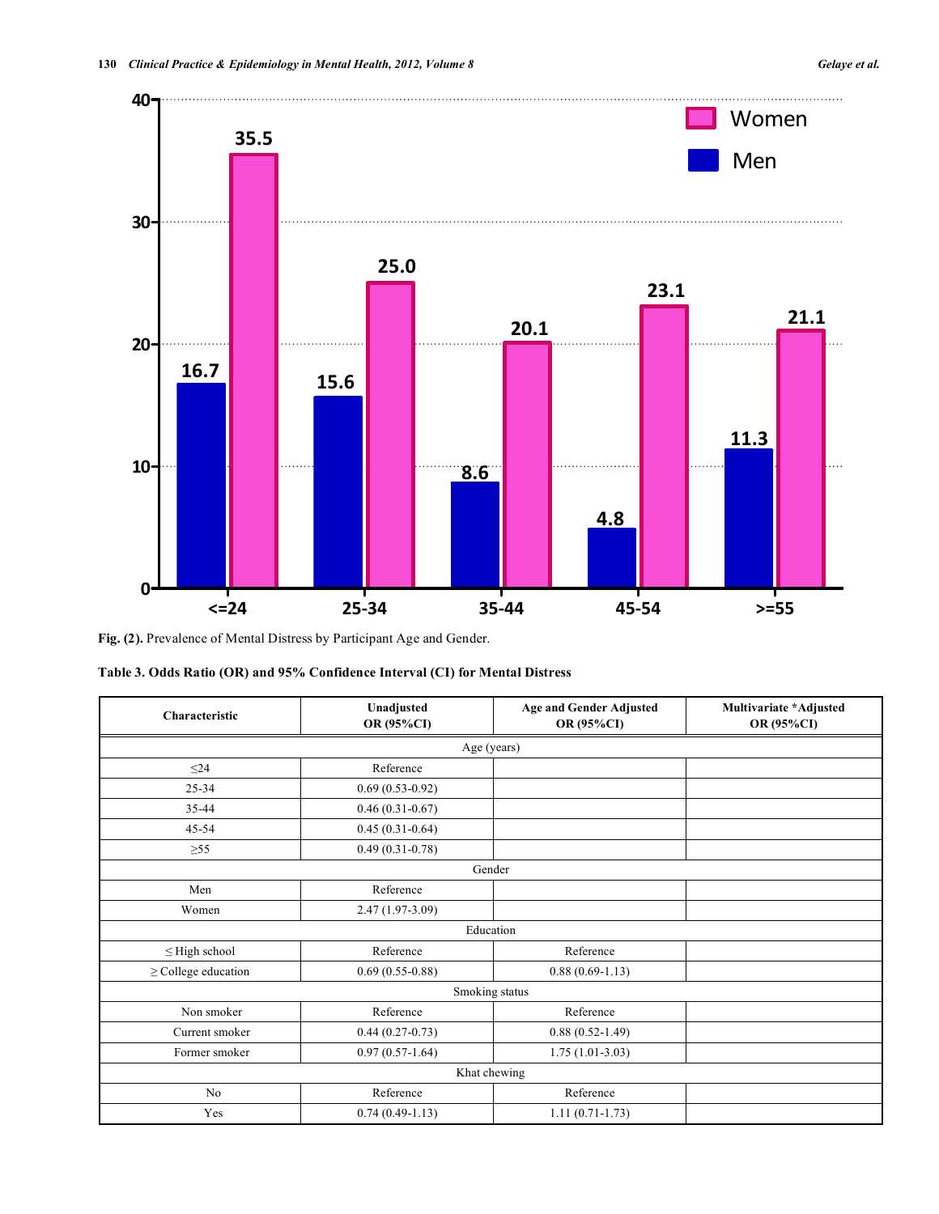**Fig. (2).** Prevalence of Mental Distress by Participant Age and Gender.

**Table 3. Odds Ratio (OR) and 95% Confidence Interval (CI) for Mental Distress**

| Characteristic | Unadjusted OR (95%CI) | Age and Gender Adjusted OR (95%CI) | Multivariate *Adjusted OR (95%CI) |
|---|---|---|---|
| Age (years) | | | |
| ≤24 | Reference | | |
| 25-34 | 0.69 (0.53-0.92) | | |
| 35-44 | 0.46 (0.31-0.67) | | |
| 45-54 | 0.45 (0.31-0.64) | | |
| ≥55 | 0.49 (0.31-0.78) | | |
| Gender | | | |
| Men | Reference | | |
| Women | 2.47 (1.97-3.09) | | |
| Education | | | |
| ≤ High school | Reference | Reference | |
| ≥ College education | 0.69 (0.55-0.88) | 0.88 (0.69-1.13) | |
| Smoking status | | | |
| Non smoker | Reference | Reference | |
| Current smoker | 0.44 (0.27-0.73) | 0.88 (0.52-1.49) | |
| Former smoker | 0.97 (0.57-1.64) | 1.75 (1.01-3.03) | |
| Khat chewing | | | |
| No | Reference | Reference | |
| Yes | 0.74 (0.49-1.13) | 1.11 (0.71-1.73) | |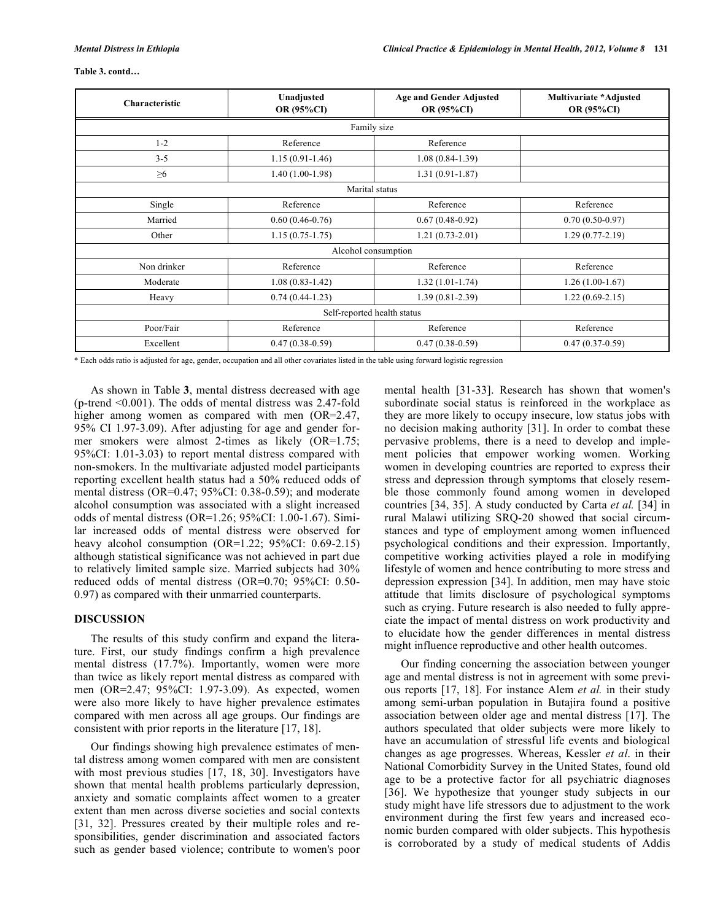**Table 3. contd…**

| Characteristic | Unadjusted OR (95%CI) | Age and Gender Adjusted OR (95%CI) | Multivariate *Adjusted OR (95%CI) |
|---|---|---|---|
| Family size | | | |
| 1-2 | Reference | Reference | |
| 3-5 | 1.15 (0.91-1.46) | 1.08 (0.84-1.39) | |
| ≥6 | 1.40 (1.00-1.98) | 1.31 (0.91-1.87) | |
| Marital status | | | |
| Single | Reference | Reference | Reference |
| Married | 0.60 (0.46-0.76) | 0.67 (0.48-0.92) | 0.70 (0.50-0.97) |
| Other | 1.15 (0.75-1.75) | 1.21 (0.73-2.01) | 1.29 (0.77-2.19) |
| Alcohol consumption | | | |
| Non drinker | Reference | Reference | Reference |
| Moderate | 1.08 (0.83-1.42) | 1.32 (1.01-1.74) | 1.26 (1.00-1.67) |
| Heavy | 0.74 (0.44-1.23) | 1.39 (0.81-2.39) | 1.22 (0.69-2.15) |
| Self-reported health status | | | |
| Poor/Fair | Reference | Reference | Reference |
| Excellent | 0.47 (0.38-0.59) | 0.47 (0.38-0.59) | 0.47 (0.37-0.59) |

* Each odds ratio is adjusted for age, gender, occupation and all other covariates listed in the table using forward logistic regression

As shown in Table **3**, mental distress decreased with age (p-trend <0.001). The odds of mental distress was 2.47-fold higher among women as compared with men (OR=2.47, 95% CI 1.97-3.09). After adjusting for age and gender former smokers were almost 2-times as likely (OR=1.75; 95%CI: 1.01-3.03) to report mental distress compared with non-smokers. In the multivariate adjusted model participants reporting excellent health status had a 50% reduced odds of mental distress (OR=0.47; 95%CI: 0.38-0.59); and moderate alcohol consumption was associated with a slight increased odds of mental distress (OR=1.26; 95%CI: 1.00-1.67). Similar increased odds of mental distress were observed for heavy alcohol consumption (OR=1.22; 95%CI: 0.69-2.15) although statistical significance was not achieved in part due to relatively limited sample size. Married subjects had 30% reduced odds of mental distress (OR=0.70; 95%CI: 0.50-0.97) as compared with their unmarried counterparts.

## DISCUSSION

The results of this study confirm and expand the literature. First, our study findings confirm a high prevalence mental distress (17.7%). Importantly, women were more than twice as likely report mental distress as compared with men (OR=2.47; 95%CI: 1.97-3.09). As expected, women were also more likely to have higher prevalence estimates compared with men across all age groups. Our findings are consistent with prior reports in the literature [17, 18].

Our findings showing high prevalence estimates of mental distress among women compared with men are consistent with most previous studies [17, 18, 30]. Investigators have shown that mental health problems particularly depression, anxiety and somatic complaints affect women to a greater extent than men across diverse societies and social contexts [31, 32]. Pressures created by their multiple roles and responsibilities, gender discrimination and associated factors such as gender based violence; contribute to women's poor mental health [31-33]. Research has shown that women's subordinate social status is reinforced in the workplace as they are more likely to occupy insecure, low status jobs with no decision making authority [31]. In order to combat these pervasive problems, there is a need to develop and implement policies that empower working women. Working women in developing countries are reported to express their stress and depression through symptoms that closely resemble those commonly found among women in developed countries [34, 35]. A study conducted by Carta *et al.* [34] in rural Malawi utilizing SRQ-20 showed that social circumstances and type of employment among women influenced psychological conditions and their expression. Importantly, competitive working activities played a role in modifying lifestyle of women and hence contributing to more stress and depression expression [34]. In addition, men may have stoic attitude that limits disclosure of psychological symptoms such as crying. Future research is also needed to fully appreciate the impact of mental distress on work productivity and to elucidate how the gender differences in mental distress might influence reproductive and other health outcomes.

Our finding concerning the association between younger age and mental distress is not in agreement with some previous reports [17, 18]. For instance Alem *et al.* in their study among semi-urban population in Butajira found a positive association between older age and mental distress [17]. The authors speculated that older subjects were more likely to have an accumulation of stressful life events and biological changes as age progresses. Whereas, Kessler *et al.* in their National Comorbidity Survey in the United States, found old age to be a protective factor for all psychiatric diagnoses [36]. We hypothesize that younger study subjects in our study might have life stressors due to adjustment to the work environment during the first few years and increased economic burden compared with older subjects. This hypothesis is corroborated by a study of medical students of Addis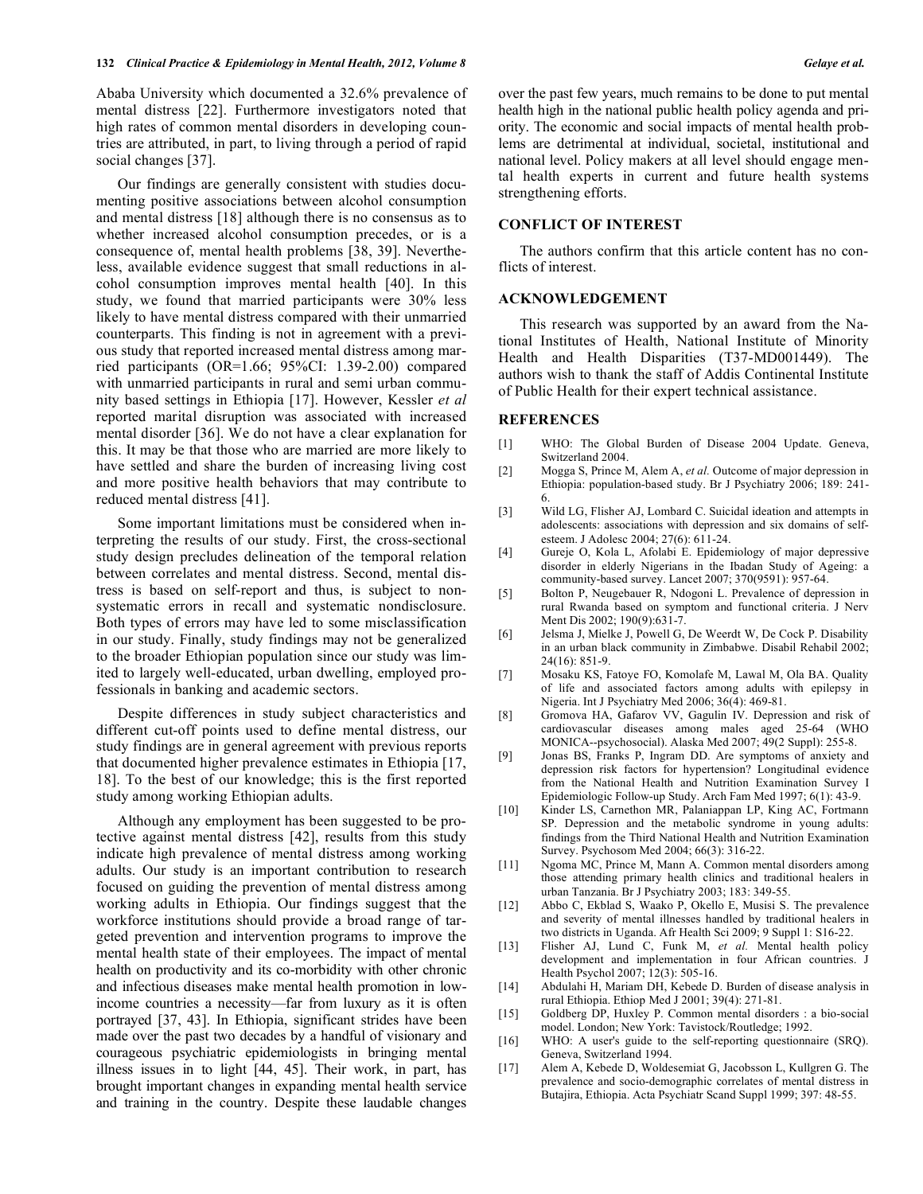Ababa University which documented a 32.6% prevalence of mental distress [22]. Furthermore investigators noted that high rates of common mental disorders in developing countries are attributed, in part, to living through a period of rapid social changes [37].

Our findings are generally consistent with studies documenting positive associations between alcohol consumption and mental distress [18] although there is no consensus as to whether increased alcohol consumption precedes, or is a consequence of, mental health problems [38, 39]. Nevertheless, available evidence suggest that small reductions in alcohol consumption improves mental health [40]. In this study, we found that married participants were 30% less likely to have mental distress compared with their unmarried counterparts. This finding is not in agreement with a previous study that reported increased mental distress among married participants (OR=1.66; 95%CI: 1.39-2.00) compared with unmarried participants in rural and semi urban community based settings in Ethiopia [17]. However, Kessler *et al* reported marital disruption was associated with increased mental disorder [36]. We do not have a clear explanation for this. It may be that those who are married are more likely to have settled and share the burden of increasing living cost and more positive health behaviors that may contribute to reduced mental distress [41].

Some important limitations must be considered when interpreting the results of our study. First, the cross-sectional study design precludes delineation of the temporal relation between correlates and mental distress. Second, mental distress is based on self-report and thus, is subject to non-systematic errors in recall and systematic nondisclosure. Both types of errors may have led to some misclassification in our study. Finally, study findings may not be generalized to the broader Ethiopian population since our study was limited to largely well-educated, urban dwelling, employed professionals in banking and academic sectors.

Despite differences in study subject characteristics and different cut-off points used to define mental distress, our study findings are in general agreement with previous reports that documented higher prevalence estimates in Ethiopia [17, 18]. To the best of our knowledge; this is the first reported study among working Ethiopian adults.

Although any employment has been suggested to be protective against mental distress [42], results from this study indicate high prevalence of mental distress among working adults. Our study is an important contribution to research focused on guiding the prevention of mental distress among working adults in Ethiopia. Our findings suggest that the workforce institutions should provide a broad range of targeted prevention and intervention programs to improve the mental health state of their employees. The impact of mental health on productivity and its co-morbidity with other chronic and infectious diseases make mental health promotion in low-income countries a necessity—far from luxury as it is often portrayed [37, 43]. In Ethiopia, significant strides have been made over the past two decades by a handful of visionary and courageous psychiatric epidemiologists in bringing mental illness issues in to light [44, 45]. Their work, in part, has brought important changes in expanding mental health service and training in the country. Despite these laudable changes over the past few years, much remains to be done to put mental health high in the national public health policy agenda and priority. The economic and social impacts of mental health problems are detrimental at individual, societal, institutional and national level. Policy makers at all level should engage mental health experts in current and future health systems strengthening efforts.

## CONFLICT OF INTEREST

The authors confirm that this article content has no conflicts of interest.

## ACKNOWLEDGEMENT

This research was supported by an award from the National Institutes of Health, National Institute of Minority Health and Health Disparities (T37-MD001449). The authors wish to thank the staff of Addis Continental Institute of Public Health for their expert technical assistance.

## REFERENCES

[1] WHO: The Global Burden of Disease 2004 Update. Geneva, Switzerland 2004.

[2] Mogga S, Prince M, Alem A, *et al.* Outcome of major depression in Ethiopia: population-based study. Br J Psychiatry 2006; 189: 241-6.

[3] Wild LG, Flisher AJ, Lombard C. Suicidal ideation and attempts in adolescents: associations with depression and six domains of self-esteem. J Adolesc 2004; 27(6): 611-24.

[4] Gureje O, Kola L, Afolabi E. Epidemiology of major depressive disorder in elderly Nigerians in the Ibadan Study of Ageing: a community-based survey. Lancet 2007; 370(9591): 957-64.

[5] Bolton P, Neugebauer R, Ndogoni L. Prevalence of depression in rural Rwanda based on symptom and functional criteria. J Nerv Ment Dis 2002; 190(9):631-7.

[6] Jelsma J, Mielke J, Powell G, De Weerdt W, De Cock P. Disability in an urban black community in Zimbabwe. Disabil Rehabil 2002; 24(16): 851-9.

[7] Mosaku KS, Fatoye FO, Komolafe M, Lawal M, Ola BA. Quality of life and associated factors among adults with epilepsy in Nigeria. Int J Psychiatry Med 2006; 36(4): 469-81.

[8] Gromova HA, Gafarov VV, Gagulin IV. Depression and risk of cardiovascular diseases among males aged 25-64 (WHO MONICA--psychosocial). Alaska Med 2007; 49(2 Suppl): 255-8.

[9] Jonas BS, Franks P, Ingram DD. Are symptoms of anxiety and depression risk factors for hypertension? Longitudinal evidence from the National Health and Nutrition Examination Survey I Epidemiologic Follow-up Study. Arch Fam Med 1997; 6(1): 43-9.

[10] Kinder LS, Carnethon MR, Palaniappan LP, King AC, Fortmann SP. Depression and the metabolic syndrome in young adults: findings from the Third National Health and Nutrition Examination Survey. Psychosom Med 2004; 66(3): 316-22.

[11] Ngoma MC, Prince M, Mann A. Common mental disorders among those attending primary health clinics and traditional healers in urban Tanzania. Br J Psychiatry 2003; 183: 349-55.

[12] Abbo C, Ekblad S, Waako P, Okello E, Musisi S. The prevalence and severity of mental illnesses handled by traditional healers in two districts in Uganda. Afr Health Sci 2009; 9 Suppl 1: S16-22.

[13] Flisher AJ, Lund C, Funk M, *et al.* Mental health policy development and implementation in four African countries. J Health Psychol 2007; 12(3): 505-16.

[14] Abdulahi H, Mariam DH, Kebede D. Burden of disease analysis in rural Ethiopia. Ethiop Med J 2001; 39(4): 271-81.

[15] Goldberg DP, Huxley P. Common mental disorders : a bio-social model. London; New York: Tavistock/Routledge; 1992.

[16] WHO: A user's guide to the self-reporting questionnaire (SRQ). Geneva, Switzerland 1994.

[17] Alem A, Kebede D, Woldesemiat G, Jacobsson L, Kullgren G. The prevalence and socio-demographic correlates of mental distress in Butajira, Ethiopia. Acta Psychiatr Scand Suppl 1999; 397: 48-55.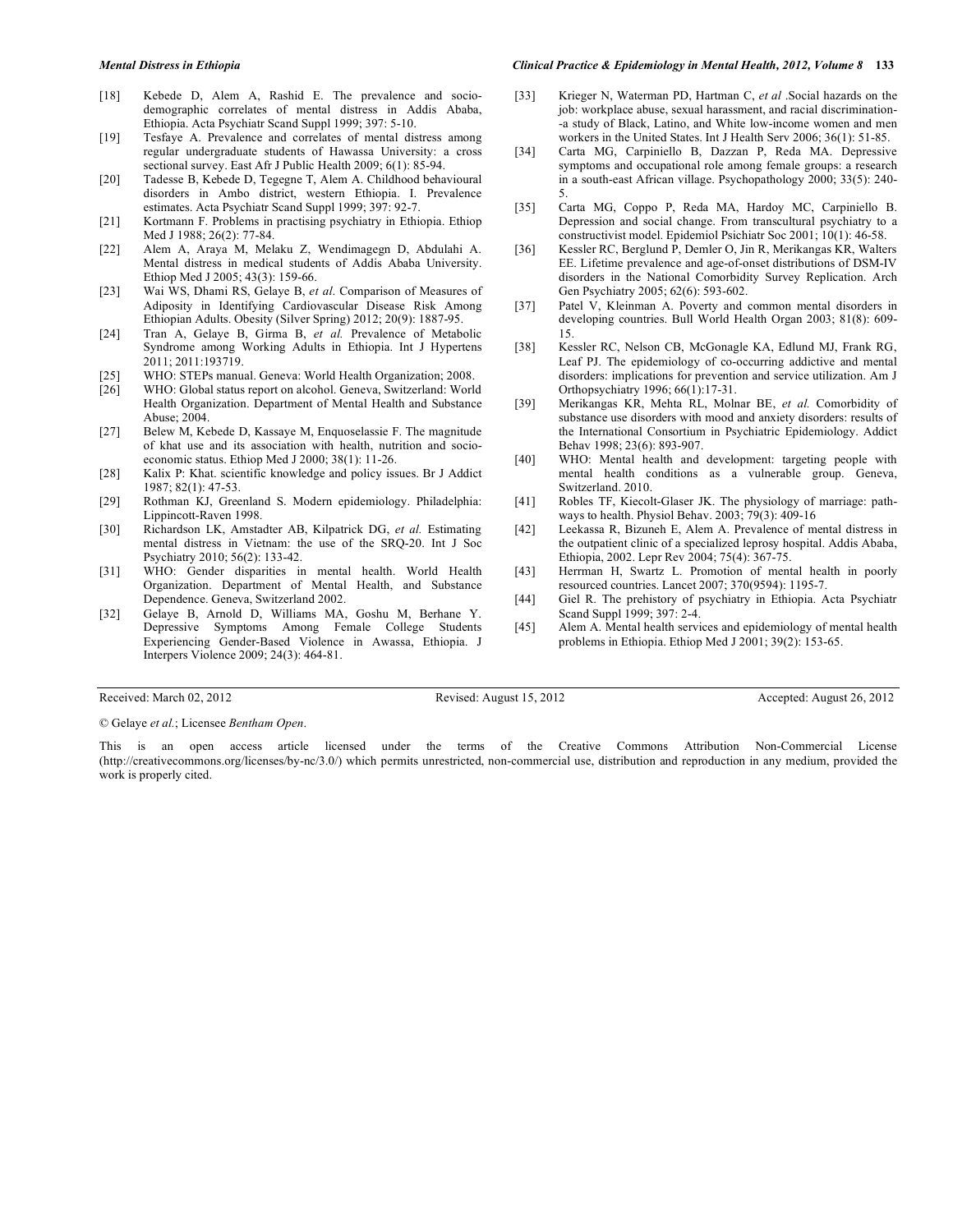[18] Kebede D, Alem A, Rashid E. The prevalence and socio-demographic correlates of mental distress in Addis Ababa, Ethiopia. Acta Psychiatr Scand Suppl 1999; 397: 5-10.

[19] Tesfaye A. Prevalence and correlates of mental distress among regular undergraduate students of Hawassa University: a cross sectional survey. East Afr J Public Health 2009; 6(1): 85-94.

[20] Tadesse B, Kebede D, Tegegne T, Alem A. Childhood behavioural disorders in Ambo district, western Ethiopia. I. Prevalence estimates. Acta Psychiatr Scand Suppl 1999; 397: 92-7.

[21] Kortmann F. Problems in practising psychiatry in Ethiopia. Ethiop Med J 1988; 26(2): 77-84.

[22] Alem A, Araya M, Melaku Z, Wendimagegn D, Abdulahi A. Mental distress in medical students of Addis Ababa University. Ethiop Med J 2005; 43(3): 159-66.

[23] Wai WS, Dhami RS, Gelaye B, *et al*. Comparison of Measures of Adiposity in Identifying Cardiovascular Disease Risk Among Ethiopian Adults. Obesity (Silver Spring) 2012; 20(9): 1887-95.

[24] Tran A, Gelaye B, Girma B, *et al.* Prevalence of Metabolic Syndrome among Working Adults in Ethiopia. Int J Hypertens 2011; 2011:193719.

[25] WHO: STEPs manual. Geneva: World Health Organization; 2008.

[26] WHO: Global status report on alcohol. Geneva, Switzerland: World Health Organization. Department of Mental Health and Substance Abuse; 2004.

[27] Belew M, Kebede D, Kassaye M, Enquoselassie F. The magnitude of khat use and its association with health, nutrition and socio-economic status. Ethiop Med J 2000; 38(1): 11-26.

[28] Kalix P: Khat. scientific knowledge and policy issues. Br J Addict 1987; 82(1): 47-53.

[29] Rothman KJ, Greenland S. Modern epidemiology. Philadelphia: Lippincott-Raven 1998.

[30] Richardson LK, Amstadter AB, Kilpatrick DG, *et al.* Estimating mental distress in Vietnam: the use of the SRQ-20. Int J Soc Psychiatry 2010; 56(2): 133-42.

[31] WHO: Gender disparities in mental health. World Health Organization. Department of Mental Health, and Substance Dependence. Geneva, Switzerland 2002.

[32] Gelaye B, Arnold D, Williams MA, Goshu M, Berhane Y. Depressive Symptoms Among Female College Students Experiencing Gender-Based Violence in Awassa, Ethiopia. J Interpers Violence 2009; 24(3): 464-81.

[33] Krieger N, Waterman PD, Hartman C, *et al* .Social hazards on the job: workplace abuse, sexual harassment, and racial discrimination--a study of Black, Latino, and White low-income women and men workers in the United States. Int J Health Serv 2006; 36(1): 51-85.

[34] Carta MG, Carpiniello B, Dazzan P, Reda MA. Depressive symptoms and occupational role among female groups: a research in a south-east African village. Psychopathology 2000; 33(5): 240-5.

[35] Carta MG, Coppo P, Reda MA, Hardoy MC, Carpiniello B. Depression and social change. From transcultural psychiatry to a constructivist model. Epidemiol Psichiatr Soc 2001; 10(1): 46-58.

[36] Kessler RC, Berglund P, Demler O, Jin R, Merikangas KR, Walters EE. Lifetime prevalence and age-of-onset distributions of DSM-IV disorders in the National Comorbidity Survey Replication. Arch Gen Psychiatry 2005; 62(6): 593-602.

[37] Patel V, Kleinman A. Poverty and common mental disorders in developing countries. Bull World Health Organ 2003; 81(8): 609-15.

[38] Kessler RC, Nelson CB, McGonagle KA, Edlund MJ, Frank RG, Leaf PJ. The epidemiology of co-occurring addictive and mental disorders: implications for prevention and service utilization. Am J Orthopsychiatry 1996; 66(1):17-31.

[39] Merikangas KR, Mehta RL, Molnar BE, *et al.* Comorbidity of substance use disorders with mood and anxiety disorders: results of the International Consortium in Psychiatric Epidemiology. Addict Behav 1998; 23(6): 893-907.

[40] WHO: Mental health and development: targeting people with mental health conditions as a vulnerable group. Geneva, Switzerland. 2010.

[41] Robles TF, Kiecolt-Glaser JK. The physiology of marriage: path-ways to health. Physiol Behav. 2003; 79(3): 409-16

[42] Leekassa R, Bizuneh E, Alem A. Prevalence of mental distress in the outpatient clinic of a specialized leprosy hospital. Addis Ababa, Ethiopia, 2002. Lepr Rev 2004; 75(4): 367-75.

[43] Herrman H, Swartz L. Promotion of mental health in poorly resourced countries. Lancet 2007; 370(9594): 1195-7.

[44] Giel R. The prehistory of psychiatry in Ethiopia. Acta Psychiatr Scand Suppl 1999; 397: 2-4.

[45] Alem A. Mental health services and epidemiology of mental health problems in Ethiopia. Ethiop Med J 2001; 39(2): 153-65.

Received: March 02, 2012 Revised: August 15, 2012 Accepted: August 26, 2012

© Gelaye *et al.*; Licensee *Bentham Open*.

This is an open access article licensed under the terms of the Creative Commons Attribution Non-Commercial License (http://creativecommons.org/licenses/by-nc/3.0/) which permits unrestricted, non-commercial use, distribution and reproduction in any medium, provided the work is properly cited.